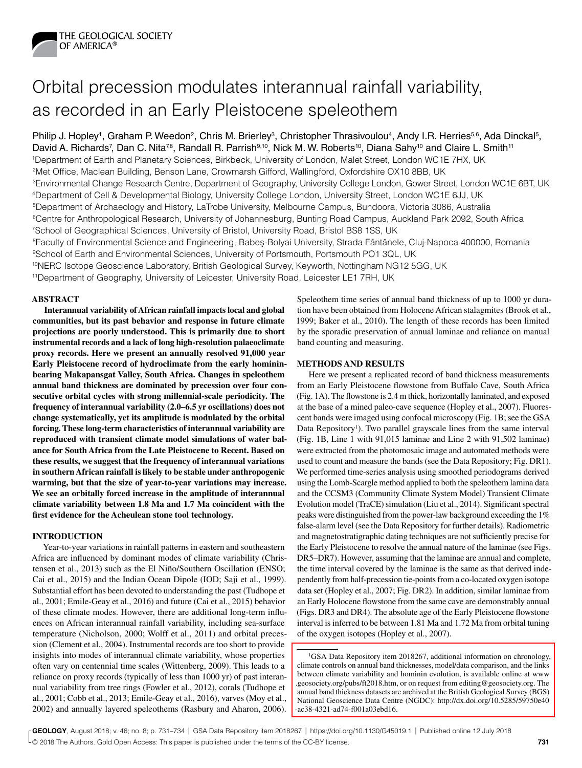# Orbital precession modulates interannual rainfall variability, as recorded in an Early Pleistocene speleothem

Philip J. Hopley[1], Graham P. Weedon[2], Chris M. Brierley[3], Christopher Thrasivoulou[4], Andy I.R. Herries[5,6], Ada Dinckal[5], David A. Richards[7], Dan C. Nita[7,8], Randall R. Parrish[9,10], Nick M. W. Roberts[10], Diana Sahy[10] and Claire L. Smith[11]

[1]Department of Earth and Planetary Sciences, Birkbeck, University of London, Malet Street, London WC1E 7HX, UK
[2]Met Office, Maclean Building, Benson Lane, Crowmarsh Gifford, Wallingford, Oxfordshire OX10 8BB, UK
[3]Environmental Change Research Centre, Department of Geography, University College London, Gower Street, London WC1E 6BT, UK
[4]Department of Cell & Developmental Biology, University College London, University Street, London WC1E 6JJ, UK
[5]Department of Archaeology and History, LaTrobe University, Melbourne Campus, Bundoora, Victoria 3086, Australia
[6]Centre for Anthropological Research, University of Johannesburg, Bunting Road Campus, Auckland Park 2092, South Africa
[7]School of Geographical Sciences, University of Bristol, University Road, Bristol BS8 1SS, UK
[8]Faculty of Environmental Science and Engineering, Babeş-Bolyai University, Strada Fântânele, Cluj-Napoca 400000, Romania
[9]School of Earth and Environmental Sciences, University of Portsmouth, Portsmouth PO1 3QL, UK
[10]NERC Isotope Geoscience Laboratory, British Geological Survey, Keyworth, Nottingham NG12 5GG, UK
[11]Department of Geography, University of Leicester, University Road, Leicester LE1 7RH, UK

## ABSTRACT

**Interannual variability of African rainfall impacts local and global communities, but its past behavior and response in future climate projections are poorly understood. This is primarily due to short instrumental records and a lack of long high-resolution palaeoclimate proxy records. Here we present an annually resolved 91,000 year Early Pleistocene record of hydroclimate from the early hominin-bearing Makapansgat Valley, South Africa. Changes in speleothem annual band thickness are dominated by precession over four consecutive orbital cycles with strong millennial-scale periodicity. The frequency of interannual variability (2.0–6.5 yr oscillations) does not change systematically, yet its amplitude is modulated by the orbital forcing. These long-term characteristics of interannual variability are reproduced with transient climate model simulations of water balance for South Africa from the Late Pleistocene to Recent. Based on these results, we suggest that the frequency of interannual variations in southern African rainfall is likely to be stable under anthropogenic warming, but that the size of year-to-year variations may increase. We see an orbitally forced increase in the amplitude of interannual climate variability between 1.8 Ma and 1.7 Ma coincident with the first evidence for the Acheulean stone tool technology.**

## INTRODUCTION

Year-to-year variations in rainfall patterns in eastern and southeastern Africa are influenced by dominant modes of climate variability (Christensen et al., 2013) such as the El Niño/Southern Oscillation (ENSO; Cai et al., 2015) and the Indian Ocean Dipole (IOD; Saji et al., 1999). Substantial effort has been devoted to understanding the past (Tudhope et al., 2001; Emile-Geay et al., 2016) and future (Cai et al., 2015) behavior of these climate modes. However, there are additional long-term influences on African interannual rainfall variability, including sea-surface temperature (Nicholson, 2000; Wolff et al., 2011) and orbital precession (Clement et al., 2004). Instrumental records are too short to provide insights into modes of interannual climate variability, whose properties often vary on centennial time scales (Wittenberg, 2009). This leads to a reliance on proxy records (typically of less than 1000 yr) of past interannual variability from tree rings (Fowler et al., 2012), corals (Tudhope et al., 2001; Cobb et al., 2013; Emile-Geay et al., 2016), varves (Moy et al., 2002) and annually layered speleothems (Rasbury and Aharon, 2006). Speleothem time series of annual band thickness of up to 1000 yr duration have been obtained from Holocene African stalagmites (Brook et al., 1999; Baker et al., 2010). The length of these records has been limited by the sporadic preservation of annual laminae and reliance on manual band counting and measuring.

## METHODS AND RESULTS

Here we present a replicated record of band thickness measurements from an Early Pleistocene flowstone from Buffalo Cave, South Africa (Fig. 1A). The flowstone is 2.4 m thick, horizontally laminated, and exposed at the base of a mined paleo-cave sequence (Hopley et al., 2007). Fluorescent bands were imaged using confocal microscopy (Fig. 1B; see the GSA Data Repository[1]). Two parallel grayscale lines from the same interval (Fig. 1B, Line 1 with 91,015 laminae and Line 2 with 91,502 laminae) were extracted from the photomosaic image and automated methods were used to count and measure the bands (see the Data Repository; Fig. DR1). We performed time-series analysis using smoothed periodograms derived using the Lomb-Scargle method applied to both the speleothem lamina data and the CCSM3 (Community Climate System Model) Transient Climate Evolution model (TraCE) simulation (Liu et al., 2014). Significant spectral peaks were distinguished from the power-law background exceeding the 1% false-alarm level (see the Data Repository for further details). Radiometric and magnetostratigraphic dating techniques are not sufficiently precise for the Early Pleistocene to resolve the annual nature of the laminae (see Figs. DR5–DR7). However, assuming that the laminae are annual and complete, the time interval covered by the laminae is the same as that derived independently from half-precession tie-points from a co-located oxygen isotope data set (Hopley et al., 2007; Fig. DR2). In addition, similar laminae from an Early Holocene flowstone from the same cave are demonstrably annual (Figs. DR3 and DR4). The absolute age of the Early Pleistocene flowstone interval is inferred to be between 1.81 Ma and 1.72 Ma from orbital tuning of the oxygen isotopes (Hopley et al., 2007).

[1]GSA Data Repository item 2018267, additional information on chronology, climate controls on annual band thicknesses, model/data comparison, and the links between climate variability and hominin evolution, is available online at www.geosociety.org/pubs/ft2018.htm, or on request from editing@geosociety.org. The annual band thickness datasets are archived at the British Geological Survey (BGS) National Geoscience Data Centre (NGDC): http://dx.doi.org/10.5285/59750e40-ac38-4321-ad74-f001a03ebd16.

© 2018 The Authors. Gold Open Access: This paper is published under the terms of the CC-BY license.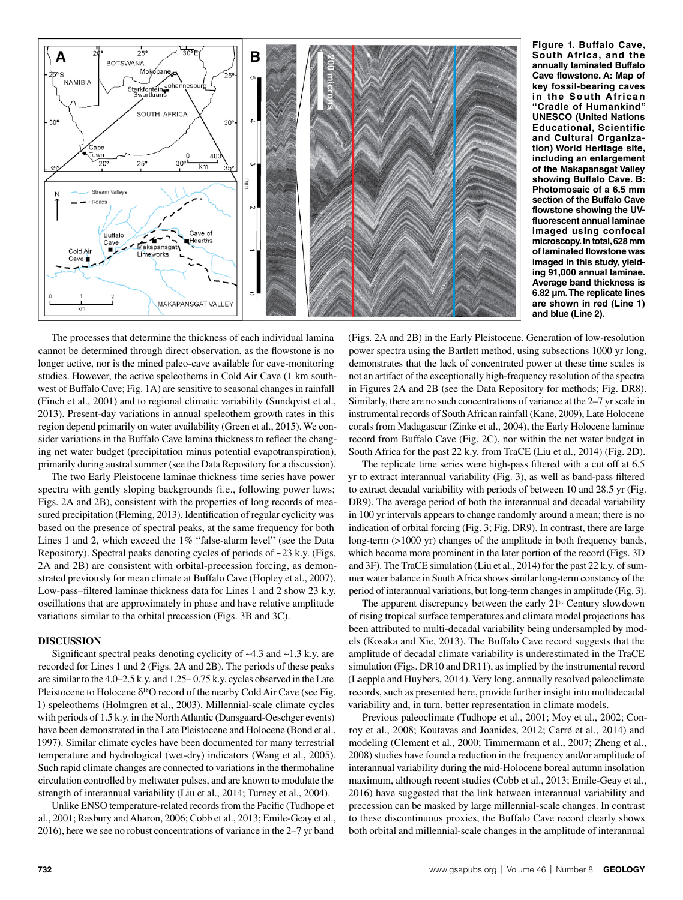**Figure 1. Buffalo Cave, South Africa, and the annually laminated Buffalo Cave flowstone. A: Map of key fossil-bearing caves in the South African "Cradle of Humankind" UNESCO (United Nations Educational, Scientific and Cultural Organization) World Heritage site, including an enlargement of the Makapansgat Valley showing Buffalo Cave. B: Photomosaic of a 6.5 mm section of the Buffalo Cave flowstone showing the UV-fluorescent annual laminae imaged using confocal microscopy. In total, 628 mm of laminated flowstone was imaged in this study, yielding 91,000 annual laminae. Average band thickness is 6.82 µm. The replicate lines are shown in red (Line 1) and blue (Line 2).**

The processes that determine the thickness of each individual lamina cannot be determined through direct observation, as the flowstone is no longer active, nor is the mined paleo-cave available for cave-monitoring studies. However, the active speleothems in Cold Air Cave (1 km southwest of Buffalo Cave; Fig. 1A) are sensitive to seasonal changes in rainfall (Finch et al., 2001) and to regional climatic variability (Sundqvist et al., 2013). Present-day variations in annual speleothem growth rates in this region depend primarily on water availability (Green et al., 2015). We consider variations in the Buffalo Cave lamina thickness to reflect the changing net water budget (precipitation minus potential evapotranspiration), primarily during austral summer (see the Data Repository for a discussion).

The two Early Pleistocene laminae thickness time series have power spectra with gently sloping backgrounds (i.e., following power laws; Figs. 2A and 2B), consistent with the properties of long records of measured precipitation (Fleming, 2013). Identification of regular cyclicity was based on the presence of spectral peaks, at the same frequency for both Lines 1 and 2, which exceed the 1% "false-alarm level" (see the Data Repository). Spectral peaks denoting cycles of periods of ~23 k.y. (Figs. 2A and 2B) are consistent with orbital-precession forcing, as demonstrated previously for mean climate at Buffalo Cave (Hopley et al., 2007). Low-pass–filtered laminae thickness data for Lines 1 and 2 show 23 k.y. oscillations that are approximately in phase and have relative amplitude variations similar to the orbital precession (Figs. 3B and 3C).

## DISCUSSION

Significant spectral peaks denoting cyclicity of ~4.3 and ~1.3 k.y. are recorded for Lines 1 and 2 (Figs. 2A and 2B). The periods of these peaks are similar to the 4.0–2.5 k.y. and 1.25–0.75 k.y. cycles observed in the Late Pleistocene to Holocene $\delta^{18}O$ record of the nearby Cold Air Cave (see Fig. 1) speleothems (Holmgren et al., 2003). Millennial-scale climate cycles with periods of 1.5 k.y. in the North Atlantic (Dansgaard-Oeschger events) have been demonstrated in the Late Pleistocene and Holocene (Bond et al., 1997). Similar climate cycles have been documented for many terrestrial temperature and hydrological (wet-dry) indicators (Wang et al., 2005). Such rapid climate changes are connected to variations in the thermohaline circulation controlled by meltwater pulses, and are known to modulate the strength of interannual variability (Liu et al., 2014; Turney et al., 2004).

Unlike ENSO temperature-related records from the Pacific (Tudhope et al., 2001; Rasbury and Aharon, 2006; Cobb et al., 2013; Emile-Geay et al., 2016), here we see no robust concentrations of variance in the 2–7 yr band (Figs. 2A and 2B) in the Early Pleistocene. Generation of low-resolution power spectra using the Bartlett method, using subsections 1000 yr long, demonstrates that the lack of concentrated power at these time scales is not an artifact of the exceptionally high-frequency resolution of the spectra in Figures 2A and 2B (see the Data Repository for methods; Fig. DR8). Similarly, there are no such concentrations of variance at the 2–7 yr scale in instrumental records of South African rainfall (Kane, 2009), Late Holocene corals from Madagascar (Zinke et al., 2004), the Early Holocene laminae record from Buffalo Cave (Fig. 2C), nor within the net water budget in South Africa for the past 22 k.y. from TraCE (Liu et al., 2014) (Fig. 2D).

The replicate time series were high-pass filtered with a cut off at 6.5 yr to extract interannual variability (Fig. 3), as well as band-pass filtered to extract decadal variability with periods of between 10 and 28.5 yr (Fig. DR9). The average period of both the interannual and decadal variability in 100 yr intervals appears to change randomly around a mean; there is no indication of orbital forcing (Fig. 3; Fig. DR9). In contrast, there are large long-term (>1000 yr) changes of the amplitude in both frequency bands, which become more prominent in the later portion of the record (Figs. 3D and 3F). The TraCE simulation (Liu et al., 2014) for the past 22 k.y. of summer water balance in South Africa shows similar long-term constancy of the period of interannual variations, but long-term changes in amplitude (Fig. 3).

The apparent discrepancy between the early 21[st] Century slowdown of rising tropical surface temperatures and climate model projections has been attributed to multi-decadal variability being undersampled by models (Kosaka and Xie, 2013). The Buffalo Cave record suggests that the amplitude of decadal climate variability is underestimated in the TraCE simulation (Figs. DR10 and DR11), as implied by the instrumental record (Laepple and Huybers, 2014). Very long, annually resolved paleoclimate records, such as presented here, provide further insight into multidecadal variability and, in turn, better representation in climate models.

Previous paleoclimate (Tudhope et al., 2001; Moy et al., 2002; Conroy et al., 2008; Koutavas and Joanides, 2012; Carré et al., 2014) and modeling (Clement et al., 2000; Timmermann et al., 2007; Zheng et al., 2008) studies have found a reduction in the frequency and/or amplitude of interannual variability during the mid-Holocene boreal autumn insolation maximum, although recent studies (Cobb et al., 2013; Emile-Geay et al., 2016) have suggested that the link between interannual variability and precession can be masked by large millennial-scale changes. In contrast to these discontinuous proxies, the Buffalo Cave record clearly shows both orbital and millennial-scale changes in the amplitude of interannual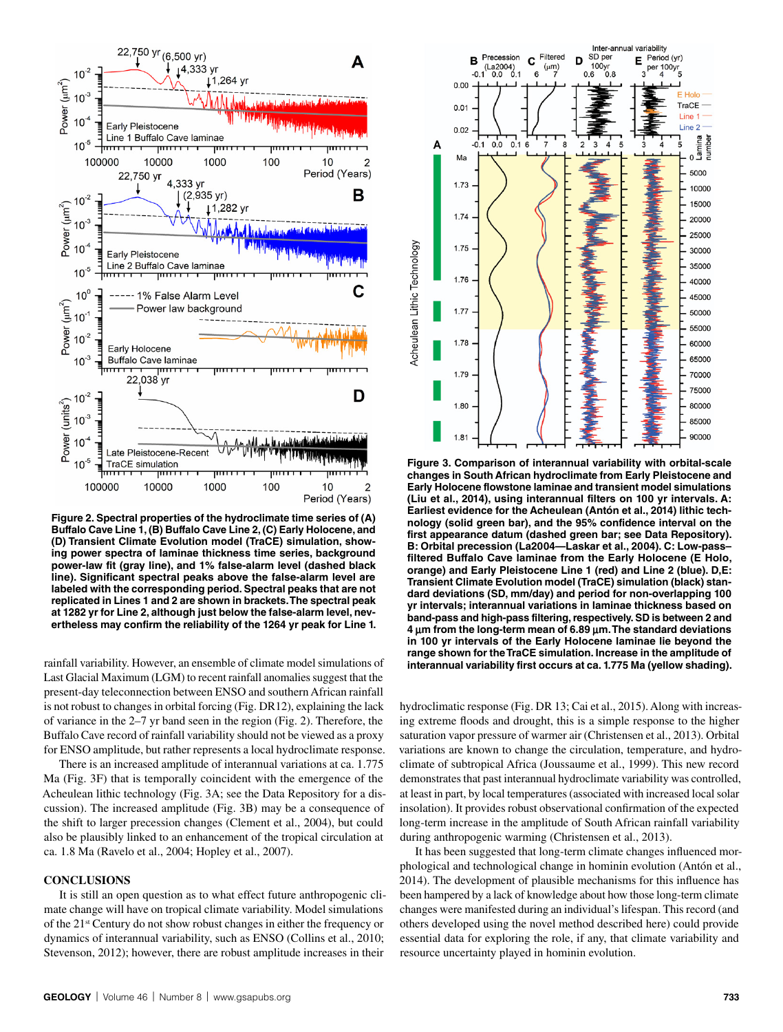Figure 2. Spectral properties of the hydroclimate time series of (A) Buffalo Cave Line 1, (B) Buffalo Cave Line 2, (C) Early Holocene, and (D) Transient Climate Evolution model (TraCE) simulation, showing power spectra of laminae thickness time series, background power-law fit (gray line), and 1% false-alarm level (dashed black line). Significant spectral peaks above the false-alarm level are labeled with the corresponding period. Spectral peaks that are not replicated in Lines 1 and 2 are shown in brackets. The spectral peak at 1282 yr for Line 2, although just below the false-alarm level, nevertheless may confirm the reliability of the 1264 yr peak for Line 1.

Figure 3. Comparison of interannual variability with orbital-scale changes in South African hydroclimate from Early Pleistocene and Early Holocene flowstone laminae and transient model simulations (Liu et al., 2014), using interannual filters on 100 yr intervals. A: Earliest evidence for the Acheulean (Antón et al., 2014) lithic technology (solid green bar), and the 95% confidence interval on the first appearance datum (dashed green bar; see Data Repository). B: Orbital precession (La2004—Laskar et al., 2004). C: Low-pass–filtered Buffalo Cave laminae from the Early Holocene (E Holo, orange) and Early Pleistocene Line 1 (red) and Line 2 (blue). D,E: Transient Climate Evolution model (TraCE) simulation (black) standard deviations (SD, mm/day) and period for non-overlapping 100 yr intervals; interannual variations in laminae thickness based on band-pass and high-pass filtering, respectively. SD is between 2 and 4 µm from the long-term mean of 6.89 µm. The standard deviations in 100 yr intervals of the Early Holocene laminae lie beyond the range shown for the TraCE simulation. Increase in the amplitude of interannual variability first occurs at ca. 1.775 Ma (yellow shading).

rainfall variability. However, an ensemble of climate model simulations of Last Glacial Maximum (LGM) to recent rainfall anomalies suggest that the present-day teleconnection between ENSO and southern African rainfall is not robust to changes in orbital forcing (Fig. DR12), explaining the lack of variance in the 2–7 yr band seen in the region (Fig. 2). Therefore, the Buffalo Cave record of rainfall variability should not be viewed as a proxy for ENSO amplitude, but rather represents a local hydroclimate response.

There is an increased amplitude of interannual variations at ca. 1.775 Ma (Fig. 3F) that is temporally coincident with the emergence of the Acheulean lithic technology (Fig. 3A; see the Data Repository for a discussion). The increased amplitude (Fig. 3B) may be a consequence of the shift to larger precession changes (Clement et al., 2004), but could also be plausibly linked to an enhancement of the tropical circulation at ca. 1.8 Ma (Ravelo et al., 2004; Hopley et al., 2007).

## CONCLUSIONS

It is still an open question as to what effect future anthropogenic climate change will have on tropical climate variability. Model simulations of the 21st Century do not show robust changes in either the frequency or dynamics of interannual variability, such as ENSO (Collins et al., 2010; Stevenson, 2012); however, there are robust amplitude increases in their hydroclimatic response (Fig. DR 13; Cai et al., 2015). Along with increasing extreme floods and drought, this is a simple response to the higher saturation vapor pressure of warmer air (Christensen et al., 2013). Orbital variations are known to change the circulation, temperature, and hydroclimate of subtropical Africa (Joussaume et al., 1999). This new record demonstrates that past interannual hydroclimate variability was controlled, at least in part, by local temperatures (associated with increased local solar insolation). It provides robust observational confirmation of the expected long-term increase in the amplitude of South African rainfall variability during anthropogenic warming (Christensen et al., 2013).

It has been suggested that long-term climate changes influenced morphological and technological change in hominin evolution (Antón et al., 2014). The development of plausible mechanisms for this influence has been hampered by a lack of knowledge about how those long-term climate changes were manifested during an individual's lifespan. This record (and others developed using the novel method described here) could provide essential data for exploring the role, if any, that climate variability and resource uncertainty played in hominin evolution.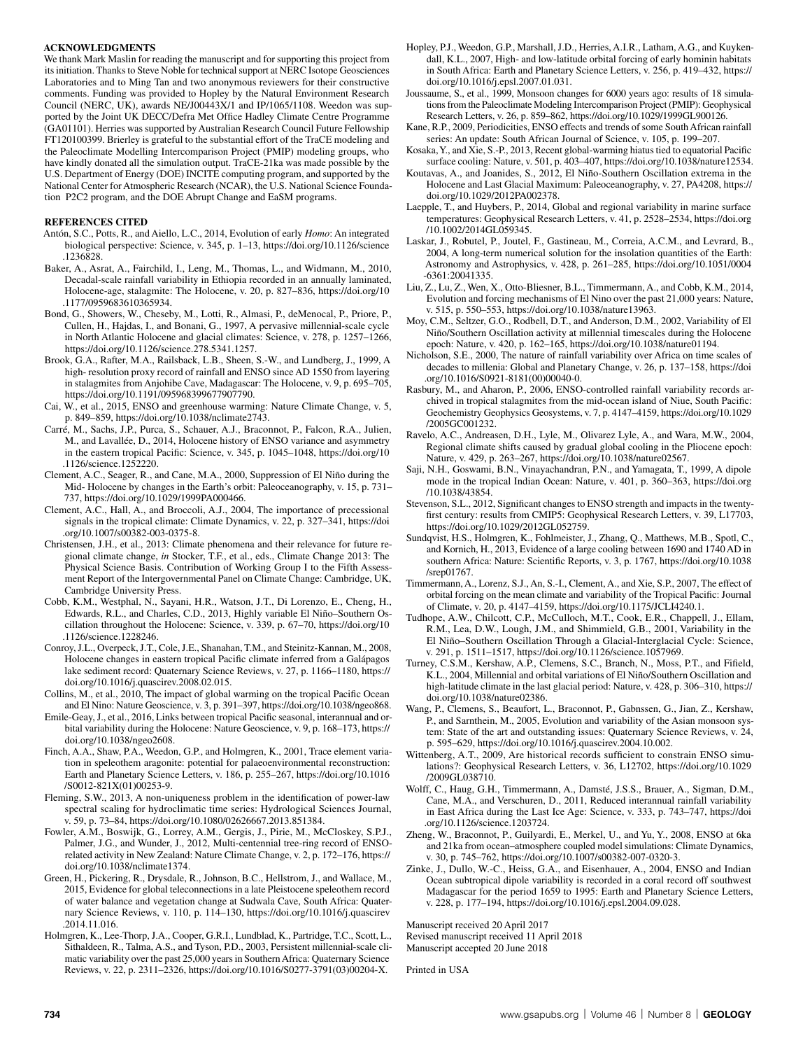## ACKNOWLEDGMENTS

We thank Mark Maslin for reading the manuscript and for supporting this project from its initiation. Thanks to Steve Noble for technical support at NERC Isotope Geosciences Laboratories and to Ming Tan and two anonymous reviewers for their constructive comments. Funding was provided to Hopley by the Natural Environment Research Council (NERC, UK), awards NE/J00443X/1 and IP/1065/1108. Weedon was supported by the Joint UK DECC/Defra Met Office Hadley Climate Centre Programme (GA01101). Herries was supported by Australian Research Council Future Fellowship FT120100399. Brierley is grateful to the substantial effort of the TraCE modeling and the Paleoclimate Modelling Intercomparison Project (PMIP) modeling groups, who have kindly donated all the simulation output. TraCE-21ka was made possible by the U.S. Department of Energy (DOE) INCITE computing program, and supported by the National Center for Atmospheric Research (NCAR), the U.S. National Science Foundation P2C2 program, and the DOE Abrupt Change and EaSM programs.

## REFERENCES CITED

Antón, S.C., Potts, R., and Aiello, L.C., 2014, Evolution of early *Homo*: An integrated biological perspective: Science, v. 345, p. 1–13, https://doi.org/10.1126/science.1236828.

Baker, A., Asrat, A., Fairchild, I., Leng, M., Thomas, L., and Widmann, M., 2010, Decadal-scale rainfall variability in Ethiopia recorded in an annually laminated, Holocene-age, stalagmite: The Holocene, v. 20, p. 827–836, https://doi.org/10.1177/0959683610365934.

Bond, G., Showers, W., Cheseby, M., Lotti, R., Almasi, P., deMenocal, P., Priore, P., Cullen, H., Hajdas, I., and Bonani, G., 1997, A pervasive millennial-scale cycle in North Atlantic Holocene and glacial climates: Science, v. 278, p. 1257–1266, https://doi.org/10.1126/science.278.5341.1257.

Brook, G.A., Rafter, M.A., Railsback, L.B., Sheen, S.-W., and Lundberg, J., 1999, A high- resolution proxy record of rainfall and ENSO since AD 1550 from layering in stalagmites from Anjohibe Cave, Madagascar: The Holocene, v. 9, p. 695–705, https://doi.org/10.1191/095968399677907790.

Cai, W., et al., 2015, ENSO and greenhouse warming: Nature Climate Change, v. 5, p. 849–859, https://doi.org/10.1038/nclimate2743.

Carré, M., Sachs, J.P., Purca, S., Schauer, A.J., Braconnot, P., Falcon, R.A., Julien, M., and Lavallée, D., 2014, Holocene history of ENSO variance and asymmetry in the eastern tropical Pacific: Science, v. 345, p. 1045–1048, https://doi.org/10.1126/science.1252220.

Clement, A.C., Seager, R., and Cane, M.A., 2000, Suppression of El Niño during the Mid- Holocene by changes in the Earth's orbit: Paleoceanography, v. 15, p. 731–737, https://doi.org/10.1029/1999PA000466.

Clement, A.C., Hall, A., and Broccoli, A.J., 2004, The importance of precessional signals in the tropical climate: Climate Dynamics, v. 22, p. 327–341, https://doi.org/10.1007/s00382-003-0375-8.

Christensen, J.H., et al., 2013: Climate phenomena and their relevance for future regional climate change, *in* Stocker, T.F., et al., eds., Climate Change 2013: The Physical Science Basis. Contribution of Working Group I to the Fifth Assessment Report of the Intergovernmental Panel on Climate Change: Cambridge, UK, Cambridge University Press.

Cobb, K.M., Westphal, N., Sayani, H.R., Watson, J.T., Di Lorenzo, E., Cheng, H., Edwards, R.L., and Charles, C.D., 2013, Highly variable El Niño–Southern Oscillation throughout the Holocene: Science, v. 339, p. 67–70, https://doi.org/10.1126/science.1228246.

Conroy, J.L., Overpeck, J.T., Cole, J.E., Shanahan, T.M., and Steinitz-Kannan, M., 2008, Holocene changes in eastern tropical Pacific climate inferred from a Galápagos lake sediment record: Quaternary Science Reviews, v. 27, p. 1166–1180, https://doi.org/10.1016/j.quascirev.2008.02.015.

Collins, M., et al., 2010, The impact of global warming on the tropical Pacific Ocean and El Nino: Nature Geoscience, v. 3, p. 391–397, https://doi.org/10.1038/ngeo868.

Emile-Geay, J., et al., 2016, Links between tropical Pacific seasonal, interannual and orbital variability during the Holocene: Nature Geoscience, v. 9, p. 168–173, https://doi.org/10.1038/ngeo2608.

Finch, A.A., Shaw, P.A., Weedon, G.P., and Holmgren, K., 2001, Trace element variation in speleothem aragonite: potential for palaeoenvironmental reconstruction: Earth and Planetary Science Letters, v. 186, p. 255–267, https://doi.org/10.1016/S0012-821X(01)00253-9.

Fleming, S.W., 2013, A non-uniqueness problem in the identification of power-law spectral scaling for hydroclimatic time series: Hydrological Sciences Journal, v. 59, p. 73–84, https://doi.org/10.1080/02626667.2013.851384.

Fowler, A.M., Boswijk, G., Lorrey, A.M., Gergis, J., Pirie, M., McCloskey, S.P.J., Palmer, J.G., and Wunder, J., 2012, Multi-centennial tree-ring record of ENSO-related activity in New Zealand: Nature Climate Change, v. 2, p. 172–176, https://doi.org/10.1038/nclimate1374.

Green, H., Pickering, R., Drysdale, R., Johnson, B.C., Hellstrom, J., and Wallace, M., 2015, Evidence for global teleconnections in a late Pleistocene speleothem record of water balance and vegetation change at Sudwala Cave, South Africa: Quaternary Science Reviews, v. 110, p. 114–130, https://doi.org/10.1016/j.quascirev.2014.11.016.

Holmgren, K., Lee-Thorp, J.A., Cooper, G.R.I., Lundblad, K., Partridge, T.C., Scott, L., Sithaldeen, R., Talma, A.S., and Tyson, P.D., 2003, Persistent millennial-scale climatic variability over the past 25,000 years in Southern Africa: Quaternary Science Reviews, v. 22, p. 2311–2326, https://doi.org/10.1016/S0277-3791(03)00204-X.

Hopley, P.J., Weedon, G.P., Marshall, J.D., Herries, A.I.R., Latham, A.G., and Kuykendall, K.L., 2007, High- and low-latitude orbital forcing of early hominin habitats in South Africa: Earth and Planetary Science Letters, v. 256, p. 419–432, https://doi.org/10.1016/j.epsl.2007.01.031.

Joussaume, S., et al., 1999, Monsoon changes for 6000 years ago: results of 18 simulations from the Paleoclimate Modeling Intercomparison Project (PMIP): Geophysical Research Letters, v. 26, p. 859–862, https://doi.org/10.1029/1999GL900126.

Kane, R.P., 2009, Periodicities, ENSO effects and trends of some South African rainfall series: An update: South African Journal of Science, v. 105, p. 199–207.

Kosaka, Y., and Xie, S.-P., 2013, Recent global-warming hiatus tied to equatorial Pacific surface cooling: Nature, v. 501, p. 403–407, https://doi.org/10.1038/nature12534.

Koutavas, A., and Joanides, S., 2012, El Niño-Southern Oscillation extrema in the Holocene and Last Glacial Maximum: Paleoceanography, v. 27, PA4208, https://doi.org/10.1029/2012PA002378.

Laepple, T., and Huybers, P., 2014, Global and regional variability in marine surface temperatures: Geophysical Research Letters, v. 41, p. 2528–2534, https://doi.org/10.1002/2014GL059345.

Laskar, J., Robutel, P., Joutel, F., Gastineau, M., Correia, A.C.M., and Levrard, B., 2004, A long-term numerical solution for the insolation quantities of the Earth: Astronomy and Astrophysics, v. 428, p. 261–285, https://doi.org/10.1051/0004-6361:20041335.

Liu, Z., Lu, Z., Wen, X., Otto-Bliesner, B.L., Timmermann, A., and Cobb, K.M., 2014, Evolution and forcing mechanisms of El Nino over the past 21,000 years: Nature, v. 515, p. 550–553, https://doi.org/10.1038/nature13963.

Moy, C.M., Seltzer, G.O., Rodbell, D.T., and Anderson, D.M., 2002, Variability of El Niño/Southern Oscillation activity at millennial timescales during the Holocene epoch: Nature, v. 420, p. 162–165, https://doi.org/10.1038/nature01194.

Nicholson, S.E., 2000, The nature of rainfall variability over Africa on time scales of decades to millenia: Global and Planetary Change, v. 26, p. 137–158, https://doi.org/10.1016/S0921-8181(00)00040-0.

Rasbury, M., and Aharon, P., 2006, ENSO-controlled rainfall variability records archived in tropical stalagmites from the mid-ocean island of Niue, South Pacific: Geochemistry Geophysics Geosystems, v. 7, p. 4147–4159, https://doi.org/10.1029/2005GC001232.

Ravelo, A.C., Andreasen, D.H., Lyle, M., Olivarez Lyle, A., and Wara, M.W., 2004, Regional climate shifts caused by gradual global cooling in the Pliocene epoch: Nature, v. 429, p. 263–267, https://doi.org/10.1038/nature02567.

Saji, N.H., Goswami, B.N., Vinayachandran, P.N., and Yamagata, T., 1999, A dipole mode in the tropical Indian Ocean: Nature, v. 401, p. 360–363, https://doi.org/10.1038/43854.

Stevenson, S.L., 2012, Significant changes to ENSO strength and impacts in the twenty-first century: results from CMIP5: Geophysical Research Letters, v. 39, L17703, https://doi.org/10.1029/2012GL052759.

Sundqvist, H.S., Holmgren, K., Fohlmeister, J., Zhang, Q., Matthews, M.B., Spotl, C., and Kornich, H., 2013, Evidence of a large cooling between 1690 and 1740 AD in southern Africa: Nature: Scientific Reports, v. 3, p. 1767, https://doi.org/10.1038/srep01767.

Timmermann, A., Lorenz, S.J., An, S.-I., Clement, A., and Xie, S.P., 2007, The effect of orbital forcing on the mean climate and variability of the Tropical Pacific: Journal of Climate, v. 20, p. 4147–4159, https://doi.org/10.1175/JCLI4240.1.

Tudhope, A.W., Chilcott, C.P., McCulloch, M.T., Cook, E.R., Chappell, J., Ellam, R.M., Lea, D.W., Lough, J.M., and Shimmield, G.B., 2001, Variability in the El Niño–Southern Oscillation Through a Glacial-Interglacial Cycle: Science, v. 291, p. 1511–1517, https://doi.org/10.1126/science.1057969.

Turney, C.S.M., Kershaw, A.P., Clemens, S.C., Branch, N., Moss, P.T., and Fifield, K.L., 2004, Millennial and orbital variations of El Niño/Southern Oscillation and high-latitude climate in the last glacial period: Nature, v. 428, p. 306–310, https://doi.org/10.1038/nature02386.

Wang, P., Clemens, S., Beaufort, L., Braconnot, P., Gabnssen, G., Jian, Z., Kershaw, P., and Sarnthein, M., 2005, Evolution and variability of the Asian monsoon system: State of the art and outstanding issues: Quaternary Science Reviews, v. 24, p. 595–629, https://doi.org/10.1016/j.quascirev.2004.10.002.

Wittenberg, A.T., 2009, Are historical records sufficient to constrain ENSO simulations?: Geophysical Research Letters, v. 36, L12702, https://doi.org/10.1029/2009GL038710.

Wolff, C., Haug, G.H., Timmermann, A., Damsté, J.S.S., Brauer, A., Sigman, D.M., Cane, M.A., and Verschuren, D., 2011, Reduced interannual rainfall variability in East Africa during the Last Ice Age: Science, v. 333, p. 743–747, https://doi.org/10.1126/science.1203724.

Zheng, W., Braconnot, P., Guilyardi, E., Merkel, U., and Yu, Y., 2008, ENSO at 6ka and 21ka from ocean–atmosphere coupled model simulations: Climate Dynamics, v. 30, p. 745–762, https://doi.org/10.1007/s00382-007-0320-3.

Zinke, J., Dullo, W.-C., Heiss, G.A., and Eisenhauer, A., 2004, ENSO and Indian Ocean subtropical dipole variability is recorded in a coral record off southwest Madagascar for the period 1659 to 1995: Earth and Planetary Science Letters, v. 228, p. 177–194, https://doi.org/10.1016/j.epsl.2004.09.028.

Manuscript received 20 April 2017
Revised manuscript received 11 April 2018
Manuscript accepted 20 June 2018

Printed in USA